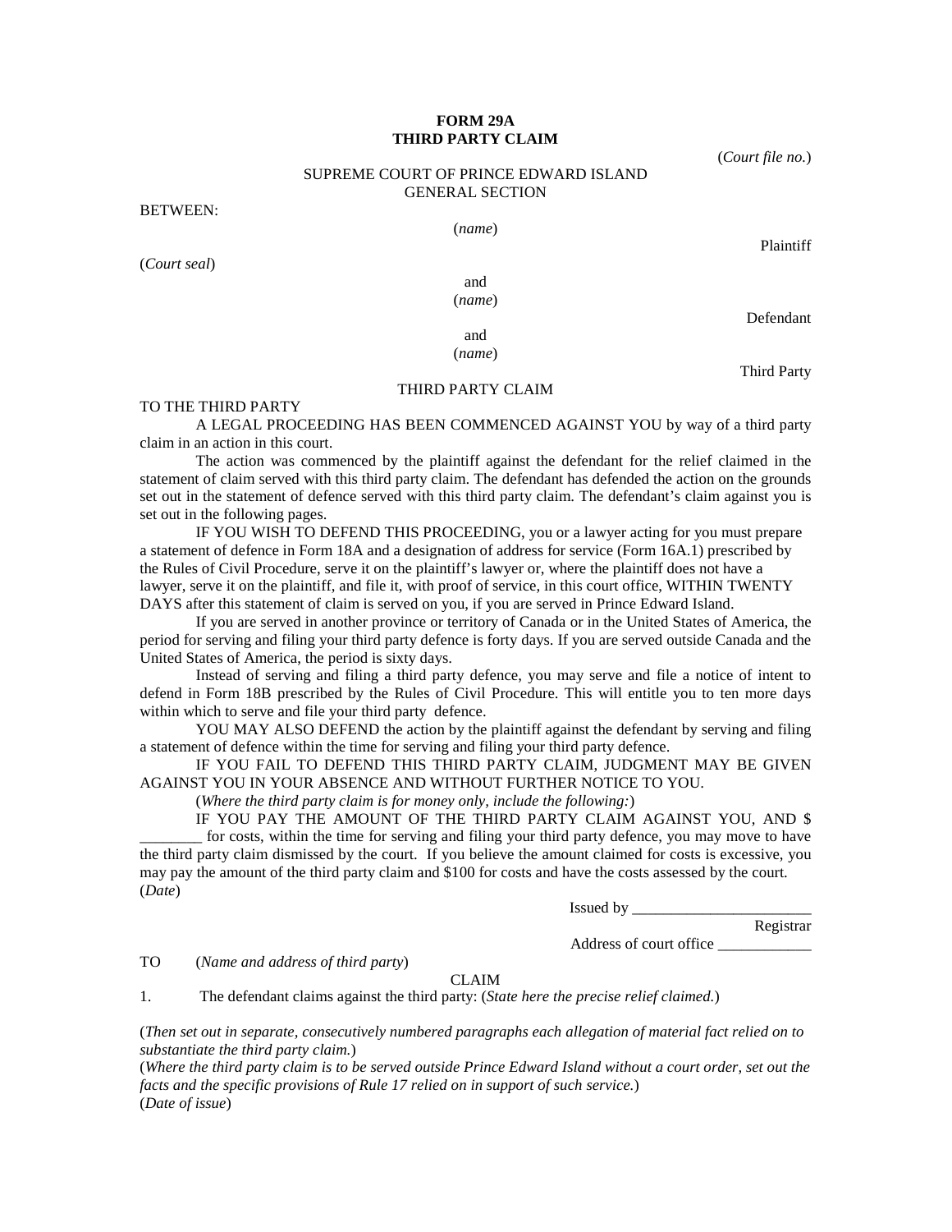**FORM 29A**
**THIRD PARTY CLAIM**

(*Court file no.*)

SUPREME COURT OF PRINCE EDWARD ISLAND
GENERAL SECTION

BETWEEN:

(*name*)

Plaintiff

(*Court seal*)

and
(*name*)

Defendant

and
(*name*)

Third Party

THIRD PARTY CLAIM

TO THE THIRD PARTY

A LEGAL PROCEEDING HAS BEEN COMMENCED AGAINST YOU by way of a third party claim in an action in this court.

The action was commenced by the plaintiff against the defendant for the relief claimed in the statement of claim served with this third party claim. The defendant has defended the action on the grounds set out in the statement of defence served with this third party claim. The defendant's claim against you is set out in the following pages.

IF YOU WISH TO DEFEND THIS PROCEEDING, you or a lawyer acting for you must prepare a statement of defence in Form 18A and a designation of address for service (Form 16A.1) prescribed by the Rules of Civil Procedure, serve it on the plaintiff's lawyer or, where the plaintiff does not have a lawyer, serve it on the plaintiff, and file it, with proof of service, in this court office, WITHIN TWENTY DAYS after this statement of claim is served on you, if you are served in Prince Edward Island.

If you are served in another province or territory of Canada or in the United States of America, the period for serving and filing your third party defence is forty days. If you are served outside Canada and the United States of America, the period is sixty days.

Instead of serving and filing a third party defence, you may serve and file a notice of intent to defend in Form 18B prescribed by the Rules of Civil Procedure. This will entitle you to ten more days within which to serve and file your third party defence.

YOU MAY ALSO DEFEND the action by the plaintiff against the defendant by serving and filing a statement of defence within the time for serving and filing your third party defence.

IF YOU FAIL TO DEFEND THIS THIRD PARTY CLAIM, JUDGMENT MAY BE GIVEN AGAINST YOU IN YOUR ABSENCE AND WITHOUT FURTHER NOTICE TO YOU.

(*Where the third party claim is for money only, include the following:*)

IF YOU PAY THE AMOUNT OF THE THIRD PARTY CLAIM AGAINST YOU, AND $ ________ for costs, within the time for serving and filing your third party defence, you may move to have the third party claim dismissed by the court. If you believe the amount claimed for costs is excessive, you may pay the amount of the third party claim and $100 for costs and have the costs assessed by the court.

(*Date*)

Issued by _______________________
Registrar

Address of court office ____________

TO (*Name and address of third party*)

CLAIM

1. The defendant claims against the third party: (*State here the precise relief claimed.*)

(*Then set out in separate, consecutively numbered paragraphs each allegation of material fact relied on to substantiate the third party claim.*)

(*Where the third party claim is to be served outside Prince Edward Island without a court order, set out the facts and the specific provisions of Rule 17 relied on in support of such service.*)

(*Date of issue*)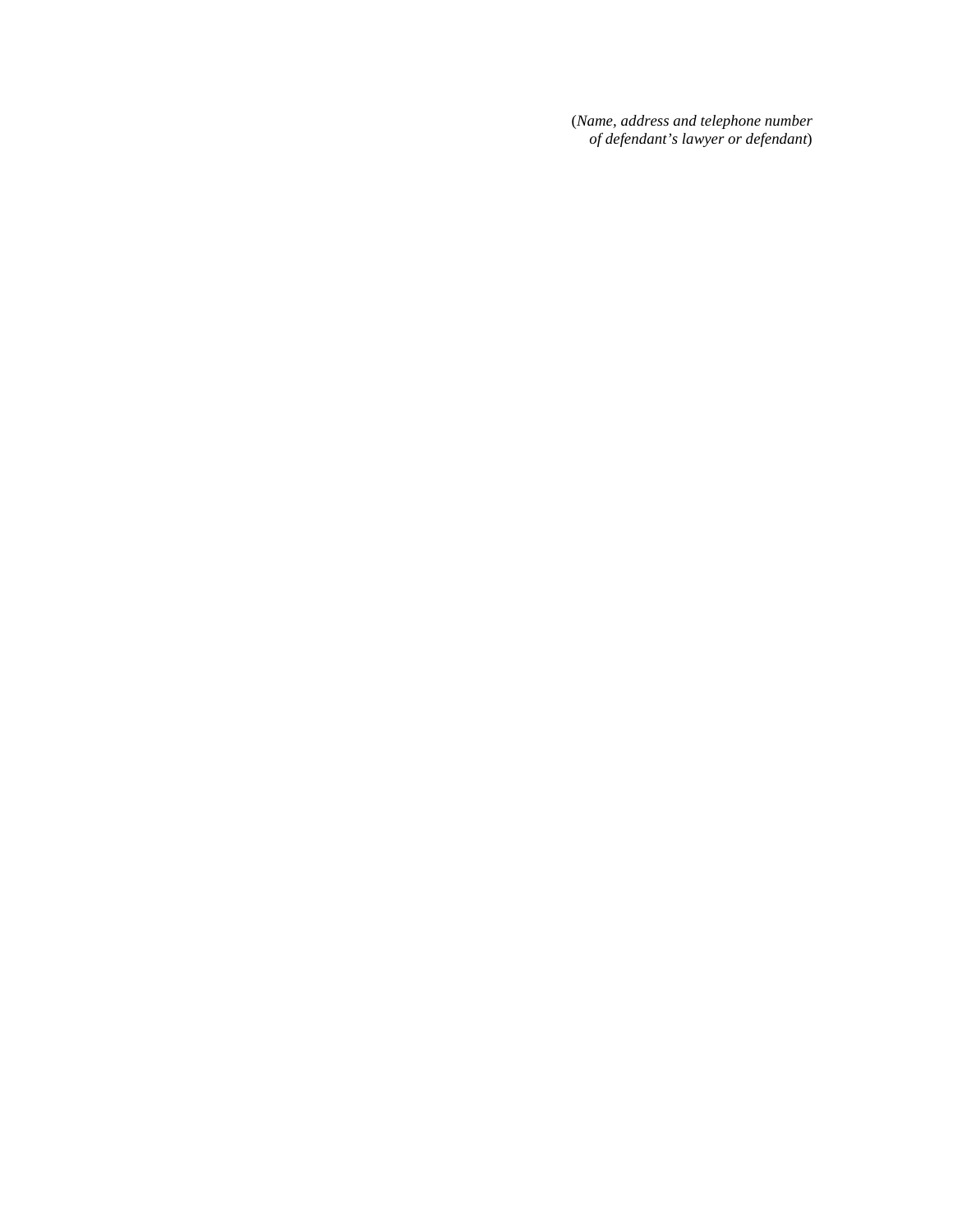(*Name, address and telephone number of defendant's lawyer or defendant*)